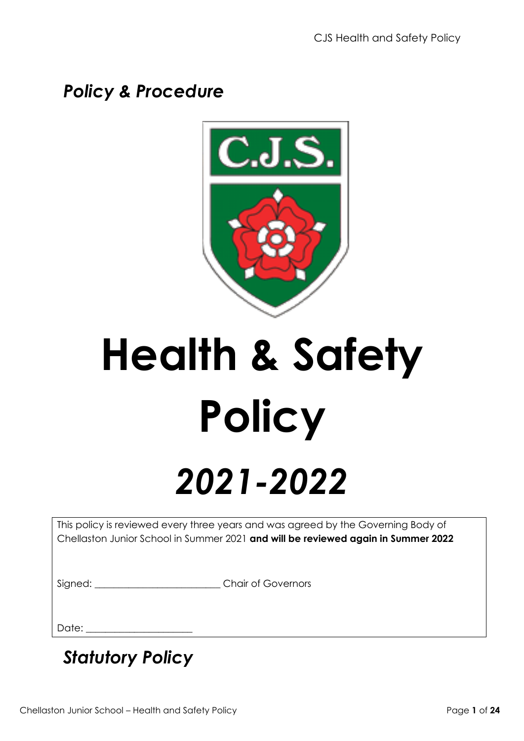*Policy & Procedure*

# Health & Safety Policy

# *2021-2022*

This policy is reviewed every three years and was agreed by the Governing Body of Chellaston Junior School in Summer 2021 **and will be reviewed again in Summer 2022**

Signed: ________________________ Chair of Governors

Date: ____________________

## *Statutory Policy*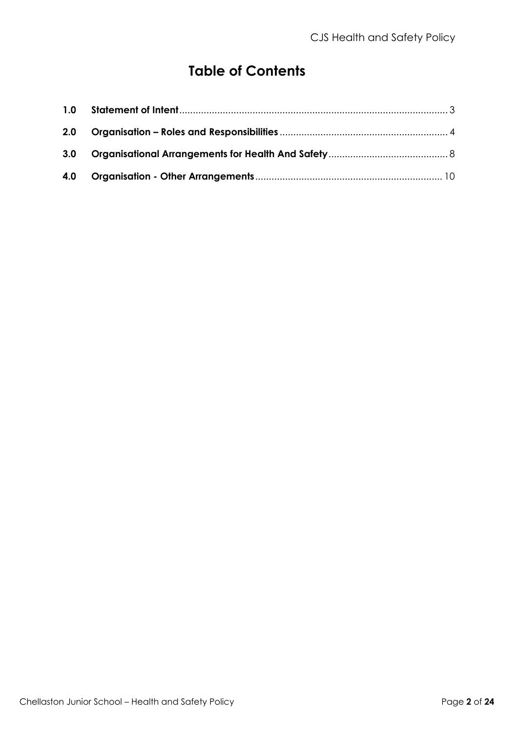# Table of Contents

| | | |
|---|---|---|
| **1.0** | **Statement of Intent** | 3 |
| **2.0** | **Organisation – Roles and Responsibilities** | 4 |
| **3.0** | **Organisational Arrangements for Health And Safety** | 8 |
| **4.0** | **Organisation - Other Arrangements** | 10 |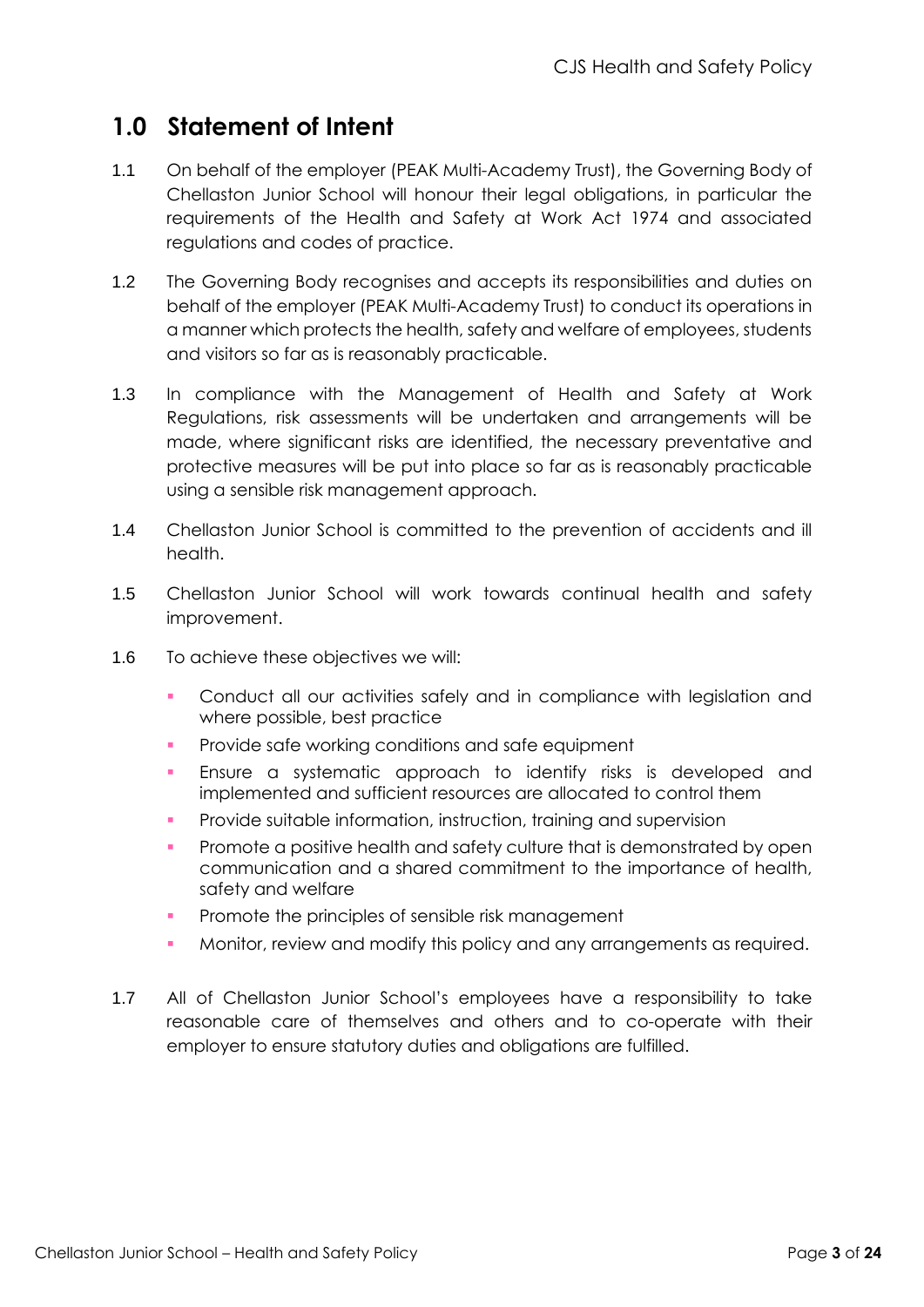## 1.0 Statement of Intent

1.1 On behalf of the employer (PEAK Multi-Academy Trust), the Governing Body of Chellaston Junior School will honour their legal obligations, in particular the requirements of the Health and Safety at Work Act 1974 and associated regulations and codes of practice.

1.2 The Governing Body recognises and accepts its responsibilities and duties on behalf of the employer (PEAK Multi-Academy Trust) to conduct its operations in a manner which protects the health, safety and welfare of employees, students and visitors so far as is reasonably practicable.

1.3 In compliance with the Management of Health and Safety at Work Regulations, risk assessments will be undertaken and arrangements will be made, where significant risks are identified, the necessary preventative and protective measures will be put into place so far as is reasonably practicable using a sensible risk management approach.

1.4 Chellaston Junior School is committed to the prevention of accidents and ill health.

1.5 Chellaston Junior School will work towards continual health and safety improvement.

1.6 To achieve these objectives we will:

- Conduct all our activities safely and in compliance with legislation and where possible, best practice
- Provide safe working conditions and safe equipment
- Ensure a systematic approach to identify risks is developed and implemented and sufficient resources are allocated to control them
- Provide suitable information, instruction, training and supervision
- Promote a positive health and safety culture that is demonstrated by open communication and a shared commitment to the importance of health, safety and welfare
- Promote the principles of sensible risk management
- Monitor, review and modify this policy and any arrangements as required.

1.7 All of Chellaston Junior School's employees have a responsibility to take reasonable care of themselves and others and to co-operate with their employer to ensure statutory duties and obligations are fulfilled.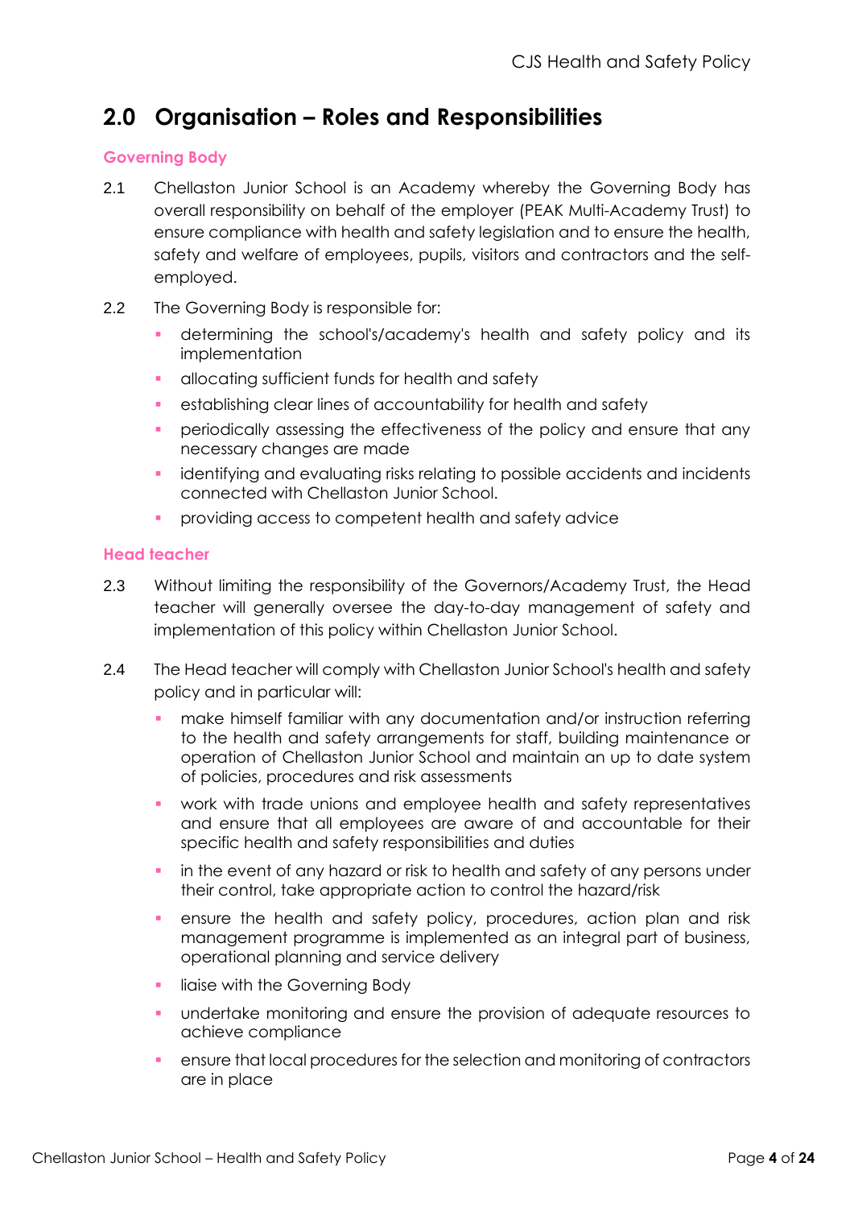## 2.0 Organisation – Roles and Responsibilities

### Governing Body

2.1 Chellaston Junior School is an Academy whereby the Governing Body has overall responsibility on behalf of the employer (PEAK Multi-Academy Trust) to ensure compliance with health and safety legislation and to ensure the health, safety and welfare of employees, pupils, visitors and contractors and the self-employed.

2.2 The Governing Body is responsible for:

- determining the school's/academy's health and safety policy and its implementation
- allocating sufficient funds for health and safety
- establishing clear lines of accountability for health and safety
- periodically assessing the effectiveness of the policy and ensure that any necessary changes are made
- identifying and evaluating risks relating to possible accidents and incidents connected with Chellaston Junior School.
- providing access to competent health and safety advice

### Head teacher

2.3 Without limiting the responsibility of the Governors/Academy Trust, the Head teacher will generally oversee the day-to-day management of safety and implementation of this policy within Chellaston Junior School.

2.4 The Head teacher will comply with Chellaston Junior School's health and safety policy and in particular will:

- make himself familiar with any documentation and/or instruction referring to the health and safety arrangements for staff, building maintenance or operation of Chellaston Junior School and maintain an up to date system of policies, procedures and risk assessments
- work with trade unions and employee health and safety representatives and ensure that all employees are aware of and accountable for their specific health and safety responsibilities and duties
- in the event of any hazard or risk to health and safety of any persons under their control, take appropriate action to control the hazard/risk
- ensure the health and safety policy, procedures, action plan and risk management programme is implemented as an integral part of business, operational planning and service delivery
- liaise with the Governing Body
- undertake monitoring and ensure the provision of adequate resources to achieve compliance
- ensure that local procedures for the selection and monitoring of contractors are in place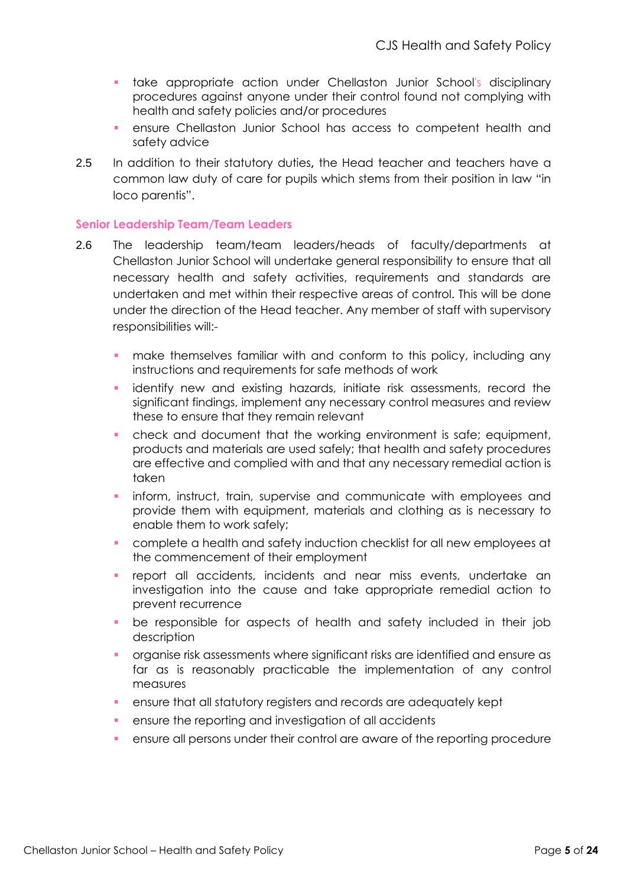- take appropriate action under Chellaston Junior School's disciplinary procedures against anyone under their control found not complying with health and safety policies and/or procedures
- ensure Chellaston Junior School has access to competent health and safety advice

2.5 In addition to their statutory duties**,** the Head teacher and teachers have a common law duty of care for pupils which stems from their position in law "in loco parentis".

**Senior Leadership Team/Team Leaders**

2.6 The leadership team/team leaders/heads of faculty/departments at Chellaston Junior School will undertake general responsibility to ensure that all necessary health and safety activities, requirements and standards are undertaken and met within their respective areas of control. This will be done under the direction of the Head teacher. Any member of staff with supervisory responsibilities will:-

- make themselves familiar with and conform to this policy, including any instructions and requirements for safe methods of work
- identify new and existing hazards, initiate risk assessments, record the significant findings, implement any necessary control measures and review these to ensure that they remain relevant
- check and document that the working environment is safe; equipment, products and materials are used safely; that health and safety procedures are effective and complied with and that any necessary remedial action is taken
- inform, instruct, train, supervise and communicate with employees and provide them with equipment, materials and clothing as is necessary to enable them to work safely;
- complete a health and safety induction checklist for all new employees at the commencement of their employment
- report all accidents, incidents and near miss events, undertake an investigation into the cause and take appropriate remedial action to prevent recurrence
- be responsible for aspects of health and safety included in their job description
- organise risk assessments where significant risks are identified and ensure as far as is reasonably practicable the implementation of any control measures
- ensure that all statutory registers and records are adequately kept
- ensure the reporting and investigation of all accidents
- ensure all persons under their control are aware of the reporting procedure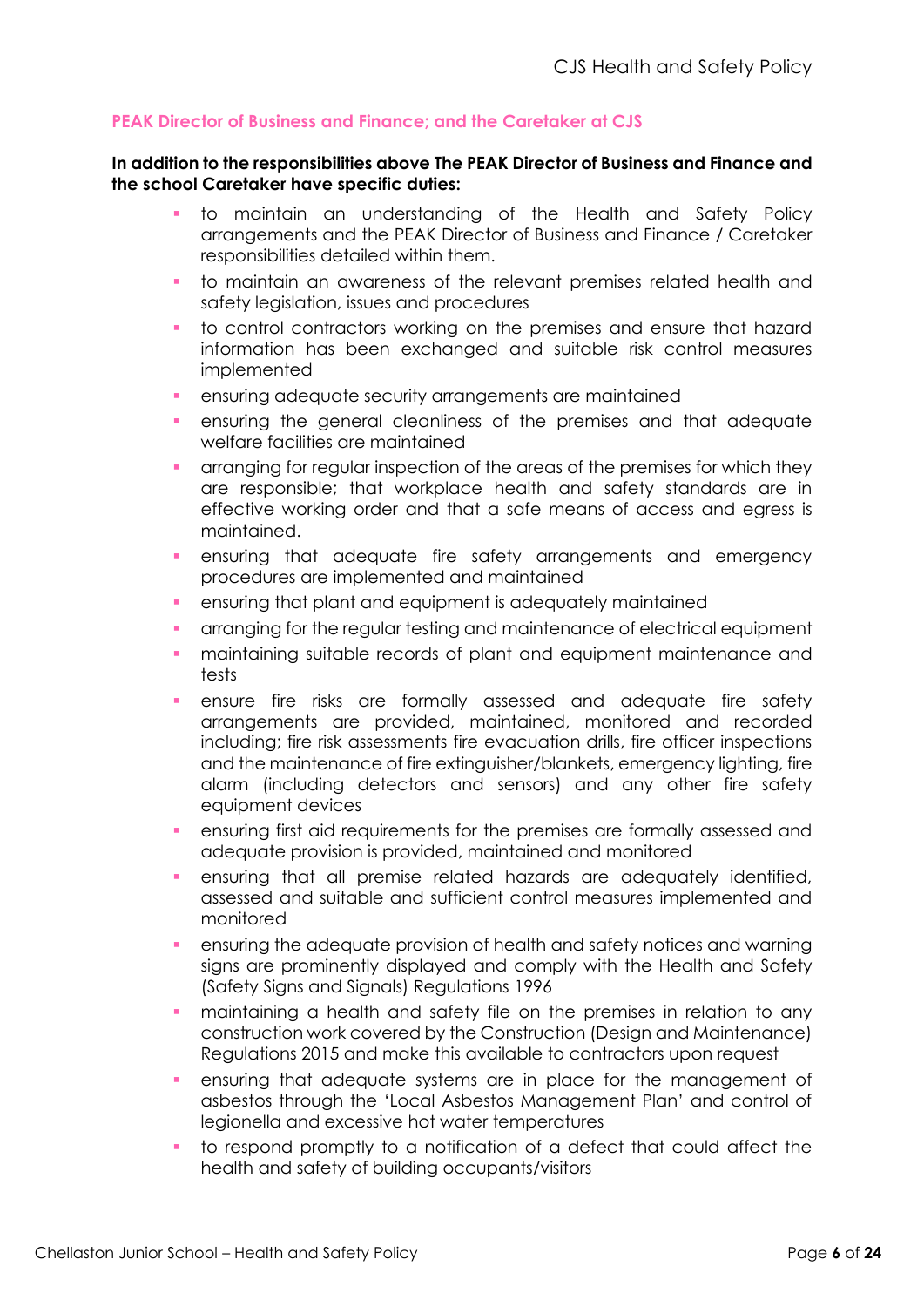### PEAK Director of Business and Finance; and the Caretaker at CJS

**In addition to the responsibilities above The PEAK Director of Business and Finance and the school Caretaker have specific duties:**

- to maintain an understanding of the Health and Safety Policy arrangements and the PEAK Director of Business and Finance / Caretaker responsibilities detailed within them.
- to maintain an awareness of the relevant premises related health and safety legislation, issues and procedures
- to control contractors working on the premises and ensure that hazard information has been exchanged and suitable risk control measures implemented
- ensuring adequate security arrangements are maintained
- ensuring the general cleanliness of the premises and that adequate welfare facilities are maintained
- arranging for regular inspection of the areas of the premises for which they are responsible; that workplace health and safety standards are in effective working order and that a safe means of access and egress is maintained.
- ensuring that adequate fire safety arrangements and emergency procedures are implemented and maintained
- ensuring that plant and equipment is adequately maintained
- arranging for the regular testing and maintenance of electrical equipment
- maintaining suitable records of plant and equipment maintenance and tests
- ensure fire risks are formally assessed and adequate fire safety arrangements are provided, maintained, monitored and recorded including; fire risk assessments fire evacuation drills, fire officer inspections and the maintenance of fire extinguisher/blankets, emergency lighting, fire alarm (including detectors and sensors) and any other fire safety equipment devices
- ensuring first aid requirements for the premises are formally assessed and adequate provision is provided, maintained and monitored
- ensuring that all premise related hazards are adequately identified, assessed and suitable and sufficient control measures implemented and monitored
- ensuring the adequate provision of health and safety notices and warning signs are prominently displayed and comply with the Health and Safety (Safety Signs and Signals) Regulations 1996
- maintaining a health and safety file on the premises in relation to any construction work covered by the Construction (Design and Maintenance) Regulations 2015 and make this available to contractors upon request
- ensuring that adequate systems are in place for the management of asbestos through the 'Local Asbestos Management Plan' and control of legionella and excessive hot water temperatures
- to respond promptly to a notification of a defect that could affect the health and safety of building occupants/visitors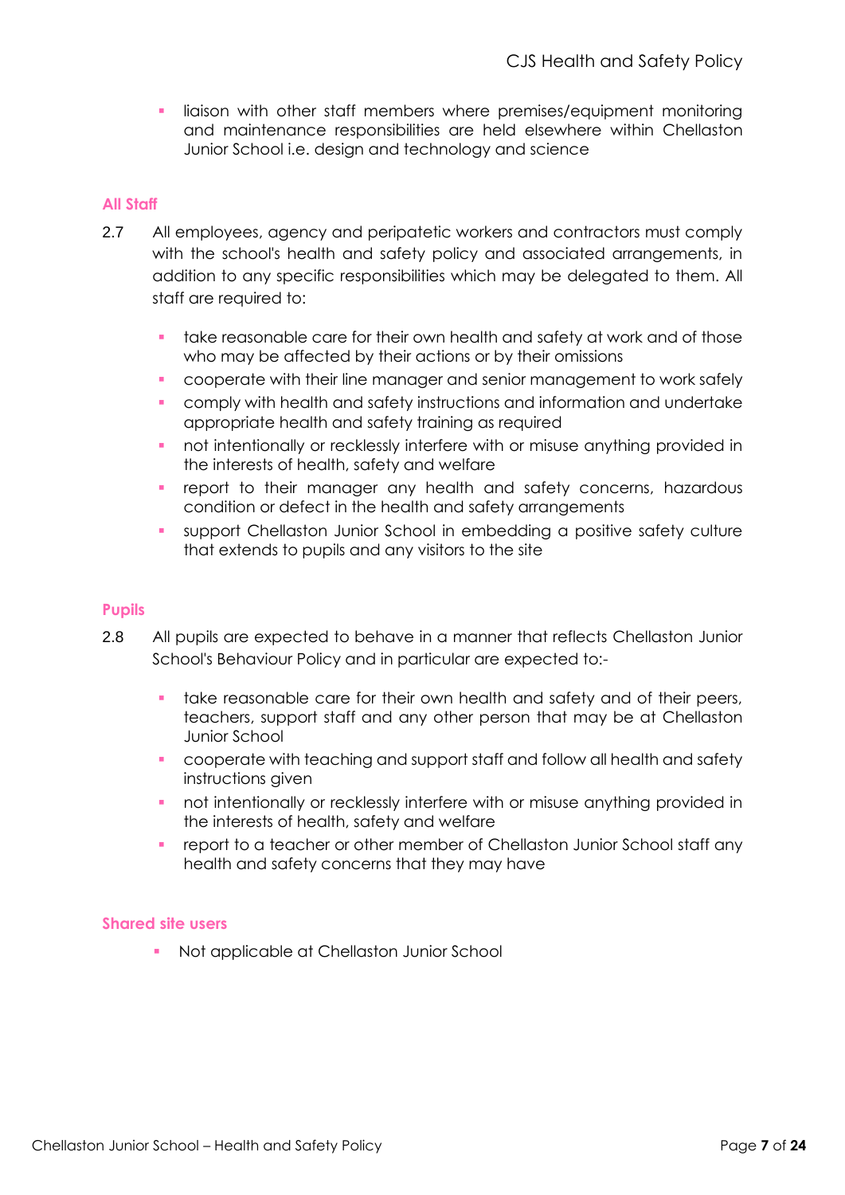- liaison with other staff members where premises/equipment monitoring and maintenance responsibilities are held elsewhere within Chellaston Junior School i.e. design and technology and science

### All Staff

2.7 All employees, agency and peripatetic workers and contractors must comply with the school's health and safety policy and associated arrangements, in addition to any specific responsibilities which may be delegated to them. All staff are required to:

- take reasonable care for their own health and safety at work and of those who may be affected by their actions or by their omissions
- cooperate with their line manager and senior management to work safely
- comply with health and safety instructions and information and undertake appropriate health and safety training as required
- not intentionally or recklessly interfere with or misuse anything provided in the interests of health, safety and welfare
- report to their manager any health and safety concerns, hazardous condition or defect in the health and safety arrangements
- support Chellaston Junior School in embedding a positive safety culture that extends to pupils and any visitors to the site

### Pupils

2.8 All pupils are expected to behave in a manner that reflects Chellaston Junior School's Behaviour Policy and in particular are expected to:-

- take reasonable care for their own health and safety and of their peers, teachers, support staff and any other person that may be at Chellaston Junior School
- cooperate with teaching and support staff and follow all health and safety instructions given
- not intentionally or recklessly interfere with or misuse anything provided in the interests of health, safety and welfare
- report to a teacher or other member of Chellaston Junior School staff any health and safety concerns that they may have

### Shared site users

- Not applicable at Chellaston Junior School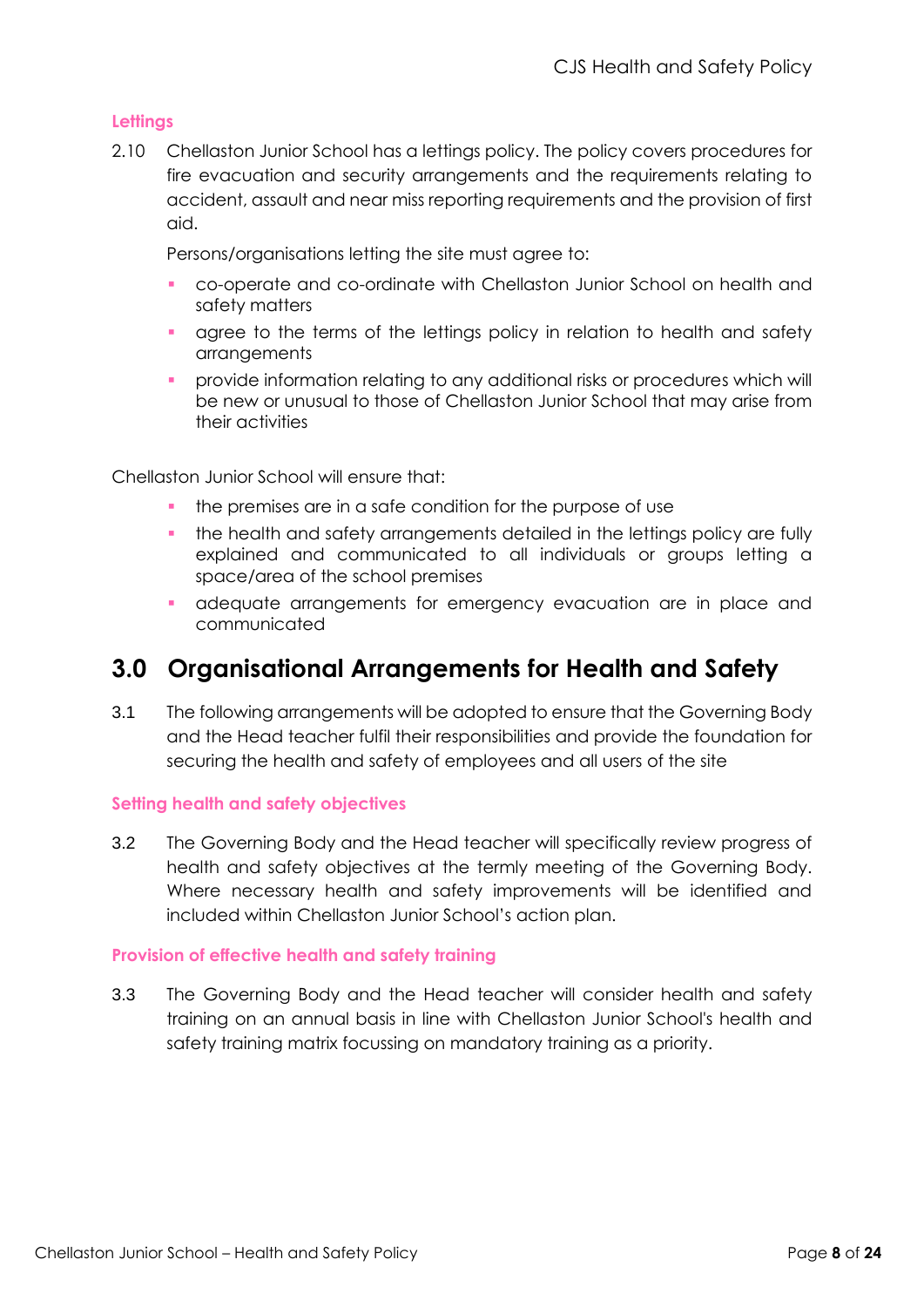### Lettings

2.10 Chellaston Junior School has a lettings policy. The policy covers procedures for fire evacuation and security arrangements and the requirements relating to accident, assault and near miss reporting requirements and the provision of first aid.

Persons/organisations letting the site must agree to:

- co-operate and co-ordinate with Chellaston Junior School on health and safety matters
- agree to the terms of the lettings policy in relation to health and safety arrangements
- provide information relating to any additional risks or procedures which will be new or unusual to those of Chellaston Junior School that may arise from their activities

Chellaston Junior School will ensure that:

- the premises are in a safe condition for the purpose of use
- the health and safety arrangements detailed in the lettings policy are fully explained and communicated to all individuals or groups letting a space/area of the school premises
- adequate arrangements for emergency evacuation are in place and communicated

## 3.0 Organisational Arrangements for Health and Safety

3.1 The following arrangements will be adopted to ensure that the Governing Body and the Head teacher fulfil their responsibilities and provide the foundation for securing the health and safety of employees and all users of the site

### Setting health and safety objectives

3.2 The Governing Body and the Head teacher will specifically review progress of health and safety objectives at the termly meeting of the Governing Body. Where necessary health and safety improvements will be identified and included within Chellaston Junior School's action plan.

### Provision of effective health and safety training

3.3 The Governing Body and the Head teacher will consider health and safety training on an annual basis in line with Chellaston Junior School's health and safety training matrix focussing on mandatory training as a priority.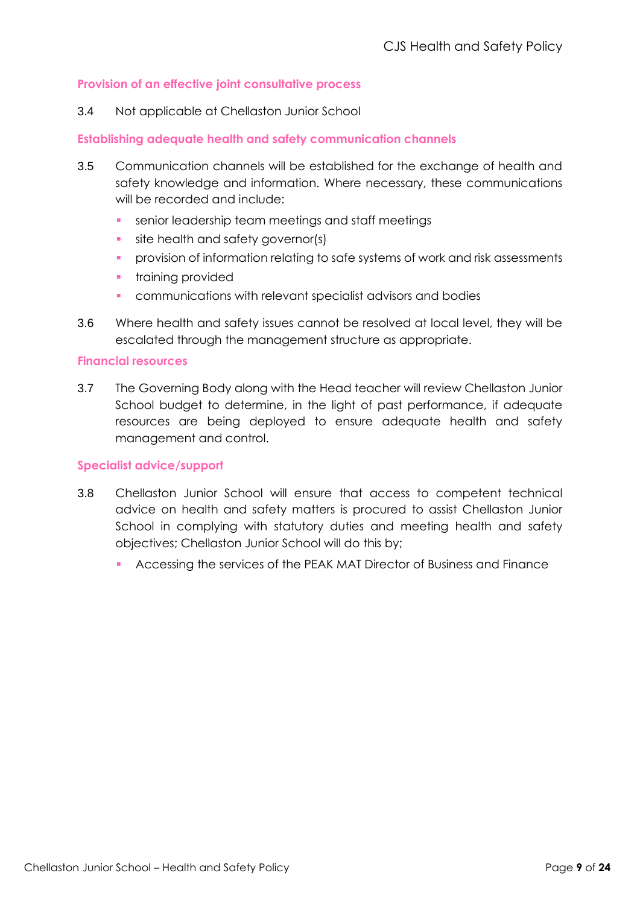### Provision of an effective joint consultative process

3.4 Not applicable at Chellaston Junior School

### Establishing adequate health and safety communication channels

3.5 Communication channels will be established for the exchange of health and safety knowledge and information. Where necessary, these communications will be recorded and include:

- senior leadership team meetings and staff meetings
- site health and safety governor(s)
- provision of information relating to safe systems of work and risk assessments
- training provided
- communications with relevant specialist advisors and bodies

3.6 Where health and safety issues cannot be resolved at local level, they will be escalated through the management structure as appropriate.

### Financial resources

3.7 The Governing Body along with the Head teacher will review Chellaston Junior School budget to determine, in the light of past performance, if adequate resources are being deployed to ensure adequate health and safety management and control.

### Specialist advice/support

3.8 Chellaston Junior School will ensure that access to competent technical advice on health and safety matters is procured to assist Chellaston Junior School in complying with statutory duties and meeting health and safety objectives; Chellaston Junior School will do this by;

- Accessing the services of the PEAK MAT Director of Business and Finance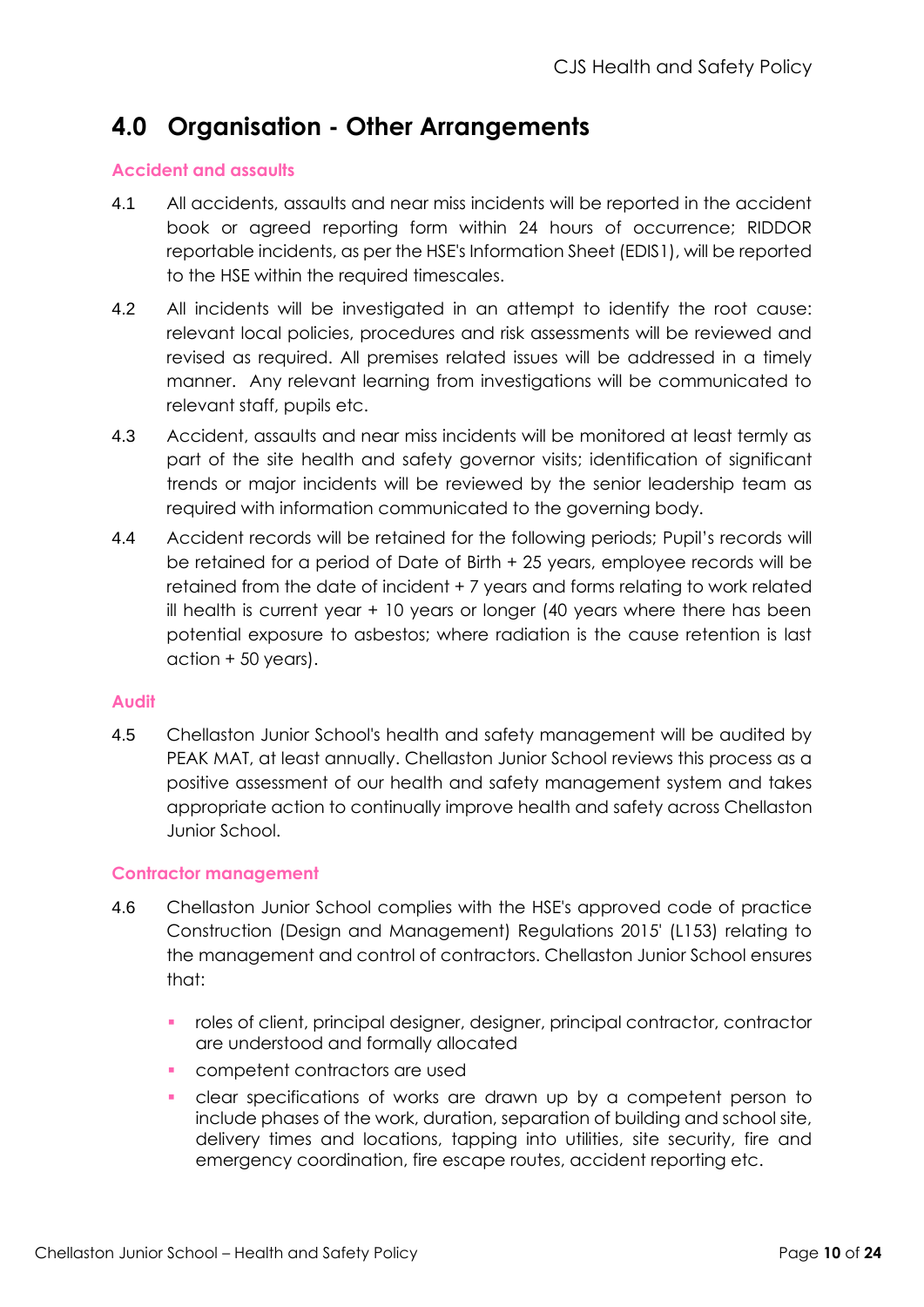## 4.0 Organisation - Other Arrangements

### Accident and assaults

4.1 All accidents, assaults and near miss incidents will be reported in the accident book or agreed reporting form within 24 hours of occurrence; RIDDOR reportable incidents, as per the HSE's Information Sheet (EDIS1), will be reported to the HSE within the required timescales.

4.2 All incidents will be investigated in an attempt to identify the root cause: relevant local policies, procedures and risk assessments will be reviewed and revised as required. All premises related issues will be addressed in a timely manner. Any relevant learning from investigations will be communicated to relevant staff, pupils etc.

4.3 Accident, assaults and near miss incidents will be monitored at least termly as part of the site health and safety governor visits; identification of significant trends or major incidents will be reviewed by the senior leadership team as required with information communicated to the governing body.

4.4 Accident records will be retained for the following periods; Pupil's records will be retained for a period of Date of Birth + 25 years, employee records will be retained from the date of incident + 7 years and forms relating to work related ill health is current year + 10 years or longer (40 years where there has been potential exposure to asbestos; where radiation is the cause retention is last action + 50 years).

### Audit

4.5 Chellaston Junior School's health and safety management will be audited by PEAK MAT, at least annually. Chellaston Junior School reviews this process as a positive assessment of our health and safety management system and takes appropriate action to continually improve health and safety across Chellaston Junior School.

### Contractor management

4.6 Chellaston Junior School complies with the HSE's approved code of practice Construction (Design and Management) Regulations 2015' (L153) relating to the management and control of contractors. Chellaston Junior School ensures that:

- roles of client, principal designer, designer, principal contractor, contractor are understood and formally allocated
- competent contractors are used
- clear specifications of works are drawn up by a competent person to include phases of the work, duration, separation of building and school site, delivery times and locations, tapping into utilities, site security, fire and emergency coordination, fire escape routes, accident reporting etc.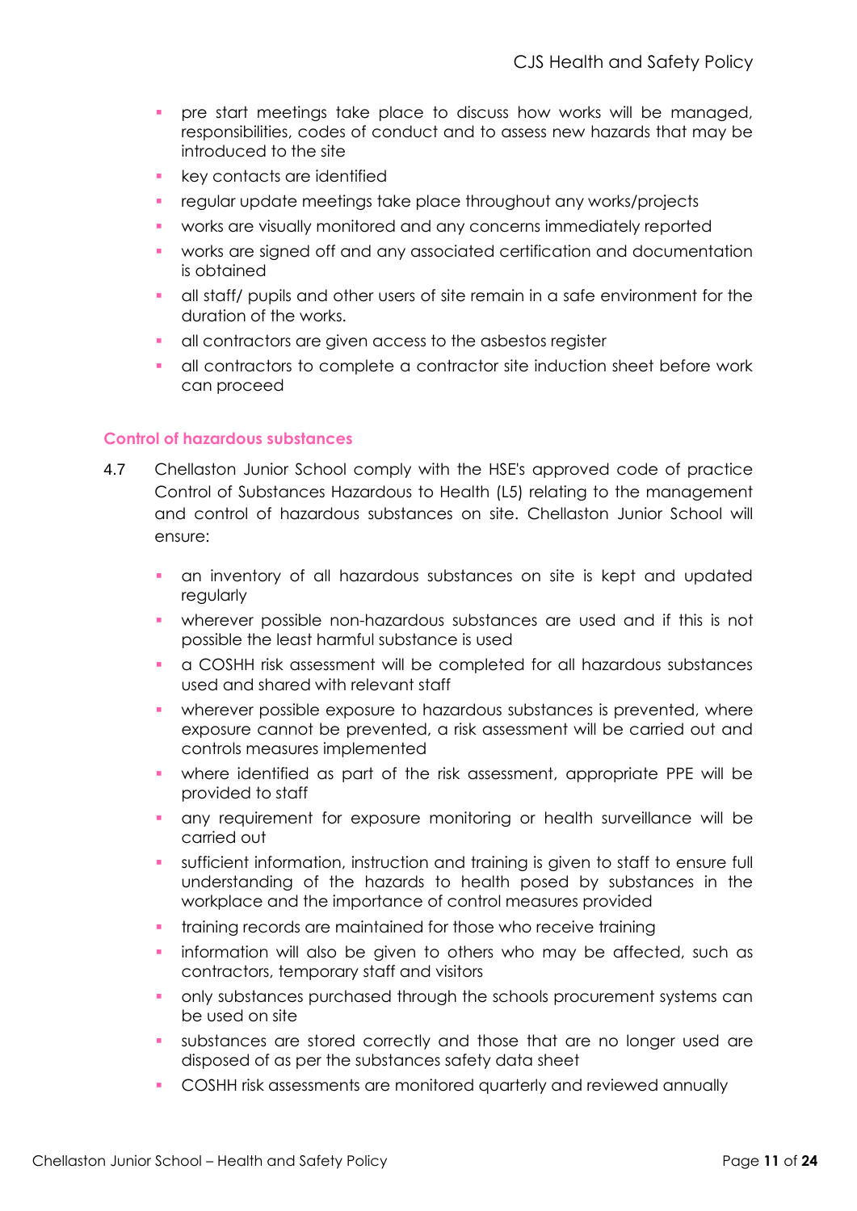- pre start meetings take place to discuss how works will be managed, responsibilities, codes of conduct and to assess new hazards that may be introduced to the site
- key contacts are identified
- regular update meetings take place throughout any works/projects
- works are visually monitored and any concerns immediately reported
- works are signed off and any associated certification and documentation is obtained
- all staff/ pupils and other users of site remain in a safe environment for the duration of the works.
- all contractors are given access to the asbestos register
- all contractors to complete a contractor site induction sheet before work can proceed

### Control of hazardous substances

4.7 Chellaston Junior School comply with the HSE's approved code of practice Control of Substances Hazardous to Health (L5) relating to the management and control of hazardous substances on site. Chellaston Junior School will ensure:

- an inventory of all hazardous substances on site is kept and updated regularly
- wherever possible non-hazardous substances are used and if this is not possible the least harmful substance is used
- a COSHH risk assessment will be completed for all hazardous substances used and shared with relevant staff
- wherever possible exposure to hazardous substances is prevented, where exposure cannot be prevented, a risk assessment will be carried out and controls measures implemented
- where identified as part of the risk assessment, appropriate PPE will be provided to staff
- any requirement for exposure monitoring or health surveillance will be carried out
- sufficient information, instruction and training is given to staff to ensure full understanding of the hazards to health posed by substances in the workplace and the importance of control measures provided
- training records are maintained for those who receive training
- information will also be given to others who may be affected, such as contractors, temporary staff and visitors
- only substances purchased through the schools procurement systems can be used on site
- substances are stored correctly and those that are no longer used are disposed of as per the substances safety data sheet
- COSHH risk assessments are monitored quarterly and reviewed annually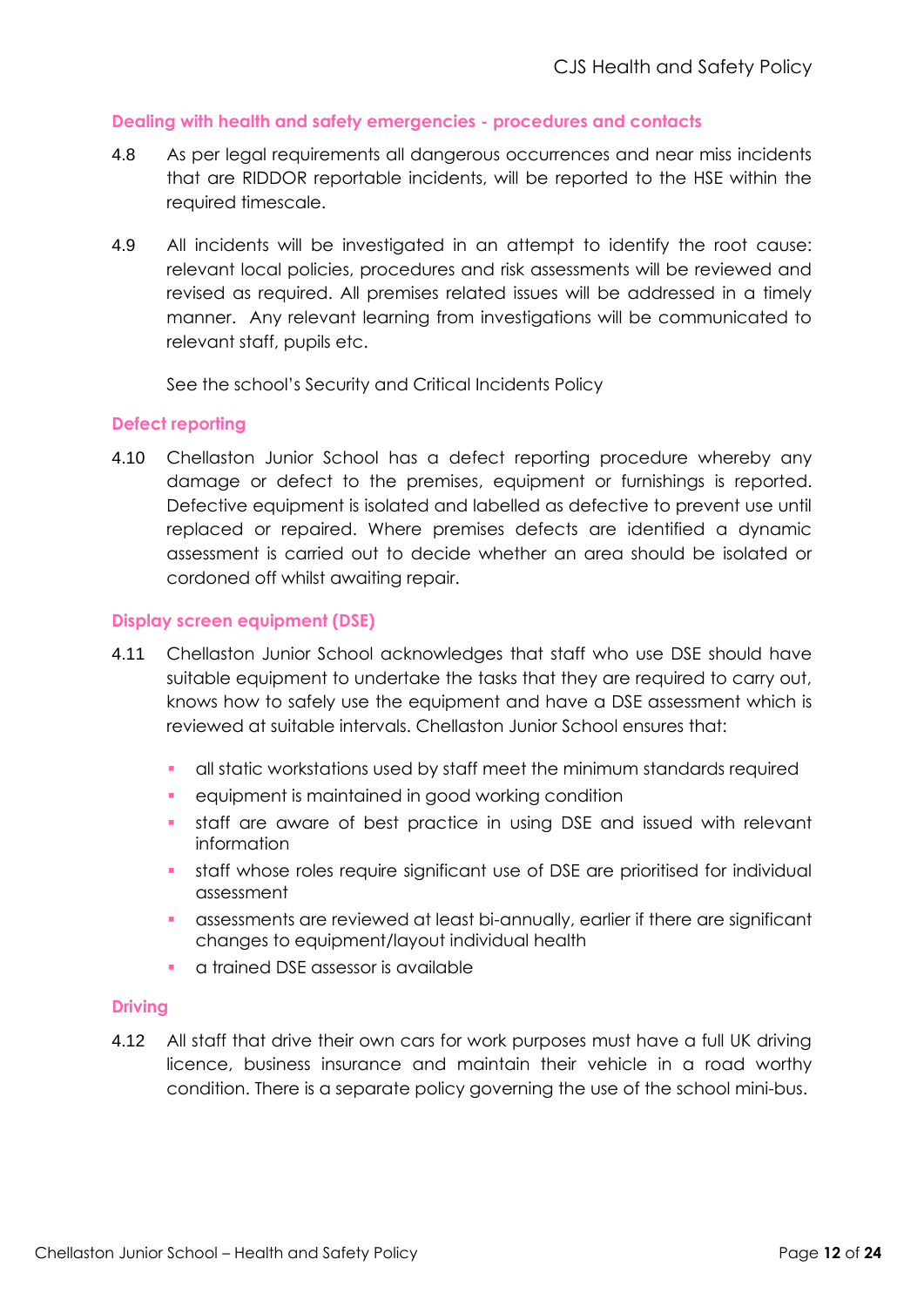### Dealing with health and safety emergencies - procedures and contacts

4.8 As per legal requirements all dangerous occurrences and near miss incidents that are RIDDOR reportable incidents, will be reported to the HSE within the required timescale.

4.9 All incidents will be investigated in an attempt to identify the root cause: relevant local policies, procedures and risk assessments will be reviewed and revised as required. All premises related issues will be addressed in a timely manner. Any relevant learning from investigations will be communicated to relevant staff, pupils etc.

See the school's Security and Critical Incidents Policy

### Defect reporting

4.10 Chellaston Junior School has a defect reporting procedure whereby any damage or defect to the premises, equipment or furnishings is reported. Defective equipment is isolated and labelled as defective to prevent use until replaced or repaired. Where premises defects are identified a dynamic assessment is carried out to decide whether an area should be isolated or cordoned off whilst awaiting repair.

### Display screen equipment (DSE)

4.11 Chellaston Junior School acknowledges that staff who use DSE should have suitable equipment to undertake the tasks that they are required to carry out, knows how to safely use the equipment and have a DSE assessment which is reviewed at suitable intervals. Chellaston Junior School ensures that:

- all static workstations used by staff meet the minimum standards required
- equipment is maintained in good working condition
- staff are aware of best practice in using DSE and issued with relevant information
- staff whose roles require significant use of DSE are prioritised for individual assessment
- assessments are reviewed at least bi-annually, earlier if there are significant changes to equipment/layout individual health
- a trained DSE assessor is available

### Driving

4.12 All staff that drive their own cars for work purposes must have a full UK driving licence, business insurance and maintain their vehicle in a road worthy condition. There is a separate policy governing the use of the school mini-bus.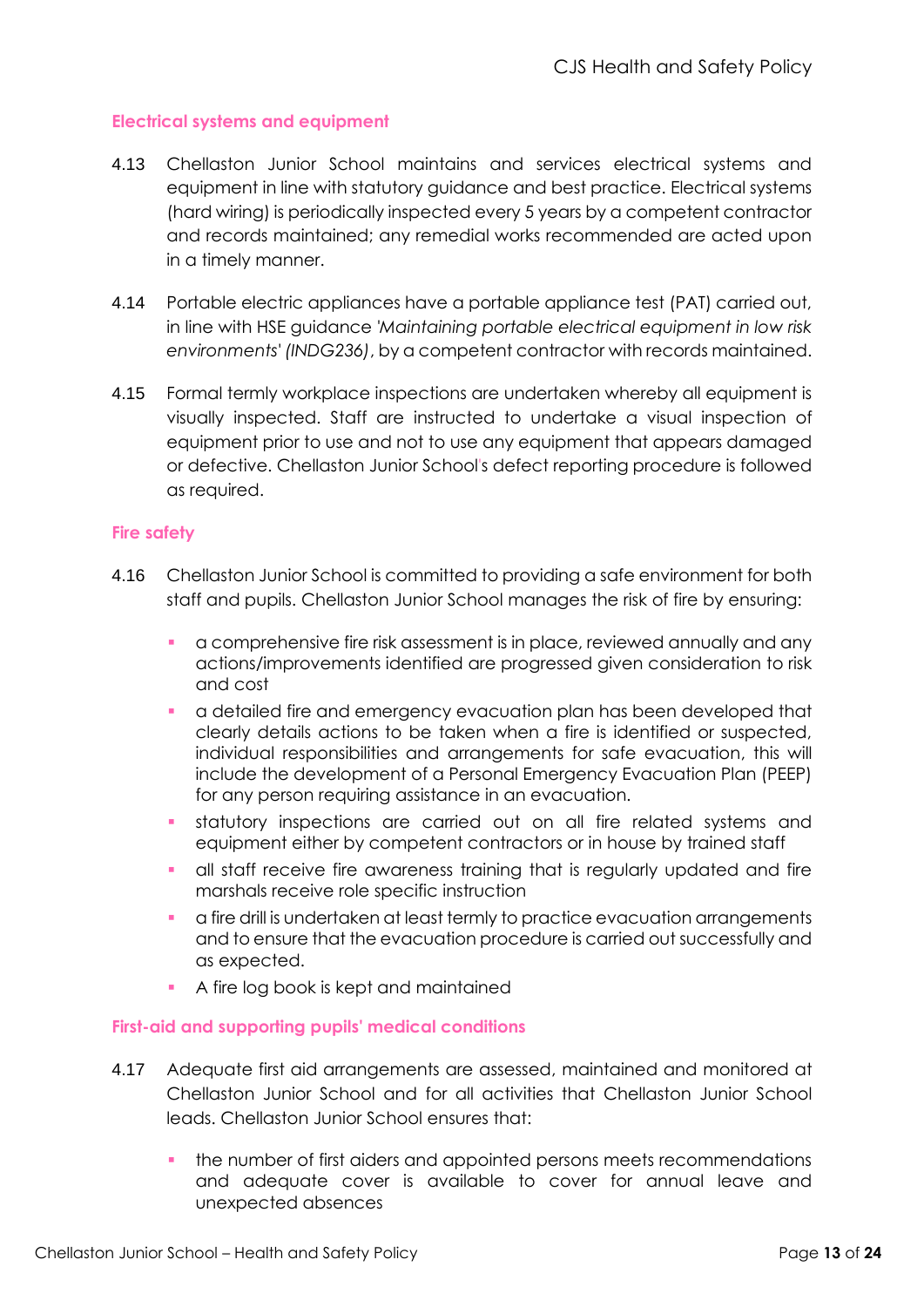### Electrical systems and equipment

4.13 Chellaston Junior School maintains and services electrical systems and equipment in line with statutory guidance and best practice. Electrical systems (hard wiring) is periodically inspected every 5 years by a competent contractor and records maintained; any remedial works recommended are acted upon in a timely manner.

4.14 Portable electric appliances have a portable appliance test (PAT) carried out, in line with HSE guidance *'Maintaining portable electrical equipment in low risk environments' (INDG236)*, by a competent contractor with records maintained.

4.15 Formal termly workplace inspections are undertaken whereby all equipment is visually inspected. Staff are instructed to undertake a visual inspection of equipment prior to use and not to use any equipment that appears damaged or defective. Chellaston Junior School's defect reporting procedure is followed as required.

### Fire safety

4.16 Chellaston Junior School is committed to providing a safe environment for both staff and pupils. Chellaston Junior School manages the risk of fire by ensuring:

- a comprehensive fire risk assessment is in place, reviewed annually and any actions/improvements identified are progressed given consideration to risk and cost
- a detailed fire and emergency evacuation plan has been developed that clearly details actions to be taken when a fire is identified or suspected, individual responsibilities and arrangements for safe evacuation, this will include the development of a Personal Emergency Evacuation Plan (PEEP) for any person requiring assistance in an evacuation.
- statutory inspections are carried out on all fire related systems and equipment either by competent contractors or in house by trained staff
- all staff receive fire awareness training that is regularly updated and fire marshals receive role specific instruction
- a fire drill is undertaken at least termly to practice evacuation arrangements and to ensure that the evacuation procedure is carried out successfully and as expected.
- A fire log book is kept and maintained

### First-aid and supporting pupils' medical conditions

4.17 Adequate first aid arrangements are assessed, maintained and monitored at Chellaston Junior School and for all activities that Chellaston Junior School leads. Chellaston Junior School ensures that:

- the number of first aiders and appointed persons meets recommendations and adequate cover is available to cover for annual leave and unexpected absences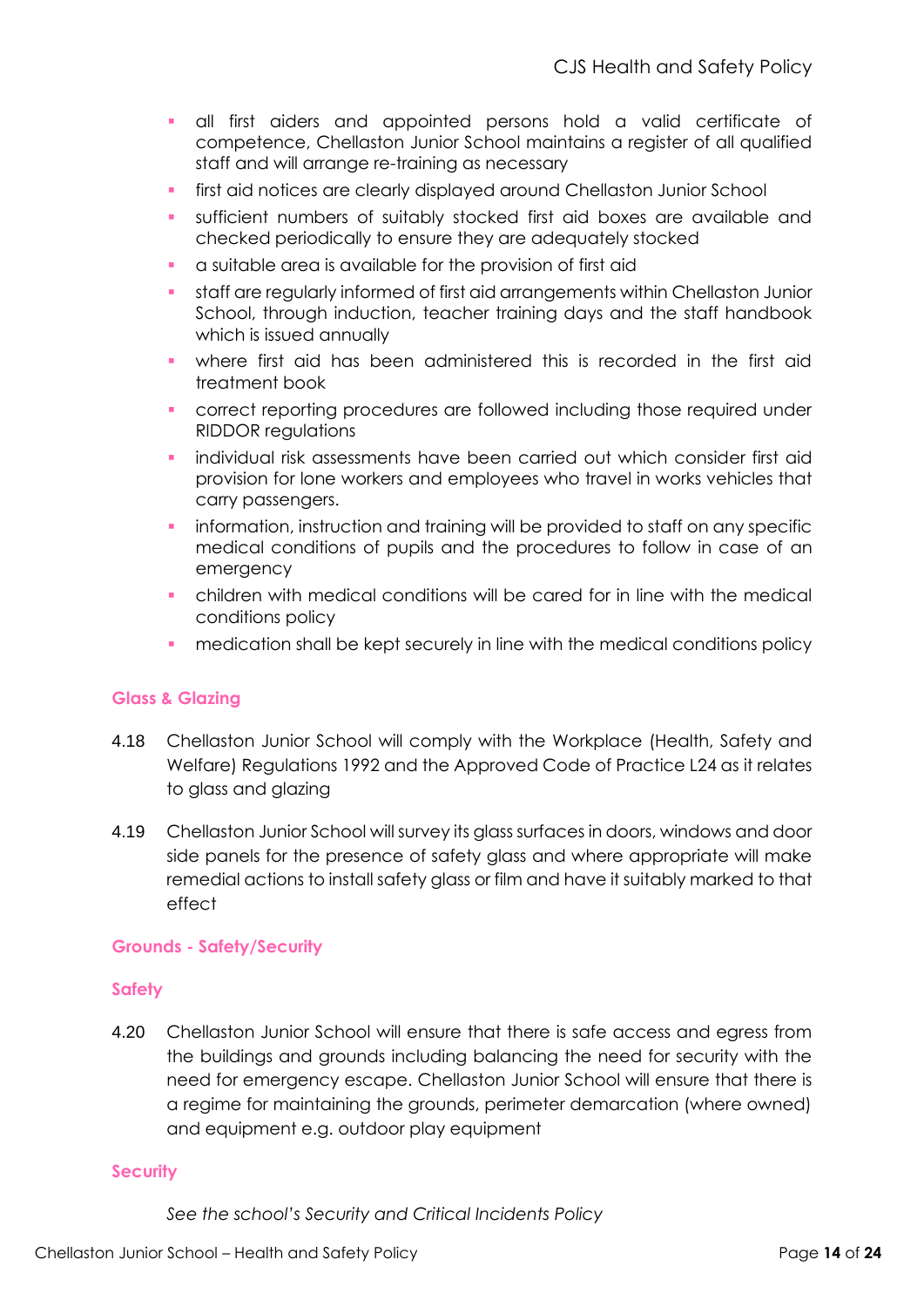- all first aiders and appointed persons hold a valid certificate of competence, Chellaston Junior School maintains a register of all qualified staff and will arrange re-training as necessary
- first aid notices are clearly displayed around Chellaston Junior School
- sufficient numbers of suitably stocked first aid boxes are available and checked periodically to ensure they are adequately stocked
- a suitable area is available for the provision of first aid
- staff are regularly informed of first aid arrangements within Chellaston Junior School, through induction, teacher training days and the staff handbook which is issued annually
- where first aid has been administered this is recorded in the first aid treatment book
- correct reporting procedures are followed including those required under RIDDOR regulations
- individual risk assessments have been carried out which consider first aid provision for lone workers and employees who travel in works vehicles that carry passengers.
- information, instruction and training will be provided to staff on any specific medical conditions of pupils and the procedures to follow in case of an emergency
- children with medical conditions will be cared for in line with the medical conditions policy
- medication shall be kept securely in line with the medical conditions policy

### Glass & Glazing

4.18 Chellaston Junior School will comply with the Workplace (Health, Safety and Welfare) Regulations 1992 and the Approved Code of Practice L24 as it relates to glass and glazing

4.19 Chellaston Junior School will survey its glass surfaces in doors, windows and door side panels for the presence of safety glass and where appropriate will make remedial actions to install safety glass or film and have it suitably marked to that effect

### Grounds - Safety/Security

#### Safety

4.20 Chellaston Junior School will ensure that there is safe access and egress from the buildings and grounds including balancing the need for security with the need for emergency escape. Chellaston Junior School will ensure that there is a regime for maintaining the grounds, perimeter demarcation (where owned) and equipment e.g. outdoor play equipment

#### Security

*See the school's Security and Critical Incidents Policy*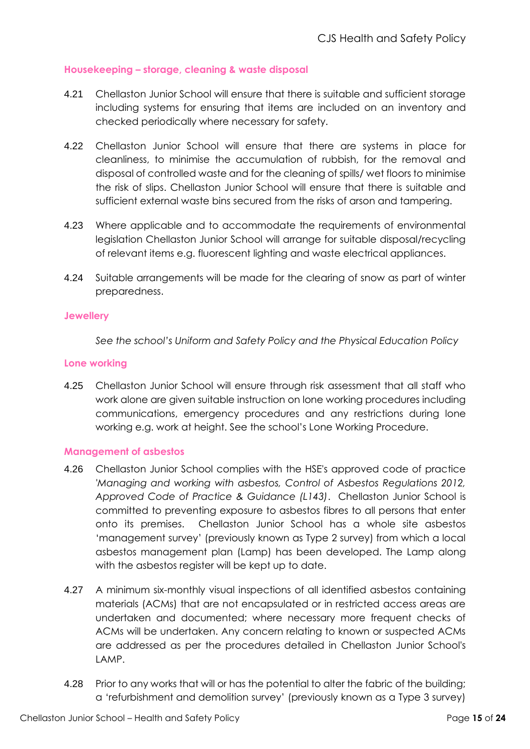### Housekeeping – storage, cleaning & waste disposal

4.21 Chellaston Junior School will ensure that there is suitable and sufficient storage including systems for ensuring that items are included on an inventory and checked periodically where necessary for safety.

4.22 Chellaston Junior School will ensure that there are systems in place for cleanliness, to minimise the accumulation of rubbish, for the removal and disposal of controlled waste and for the cleaning of spills/ wet floors to minimise the risk of slips. Chellaston Junior School will ensure that there is suitable and sufficient external waste bins secured from the risks of arson and tampering.

4.23 Where applicable and to accommodate the requirements of environmental legislation Chellaston Junior School will arrange for suitable disposal/recycling of relevant items e.g. fluorescent lighting and waste electrical appliances.

4.24 Suitable arrangements will be made for the clearing of snow as part of winter preparedness.

### Jewellery

*See the school's Uniform and Safety Policy and the Physical Education Policy*

### Lone working

4.25 Chellaston Junior School will ensure through risk assessment that all staff who work alone are given suitable instruction on lone working procedures including communications, emergency procedures and any restrictions during lone working e.g. work at height. See the school's Lone Working Procedure.

### Management of asbestos

4.26 Chellaston Junior School complies with the HSE's approved code of practice *'Managing and working with asbestos, Control of Asbestos Regulations 2012, Approved Code of Practice & Guidance (L143)*. Chellaston Junior School is committed to preventing exposure to asbestos fibres to all persons that enter onto its premises. Chellaston Junior School has a whole site asbestos 'management survey' (previously known as Type 2 survey) from which a local asbestos management plan (Lamp) has been developed. The Lamp along with the asbestos register will be kept up to date.

4.27 A minimum six-monthly visual inspections of all identified asbestos containing materials (ACMs) that are not encapsulated or in restricted access areas are undertaken and documented; where necessary more frequent checks of ACMs will be undertaken. Any concern relating to known or suspected ACMs are addressed as per the procedures detailed in Chellaston Junior School's LAMP.

4.28 Prior to any works that will or has the potential to alter the fabric of the building; a 'refurbishment and demolition survey' (previously known as a Type 3 survey)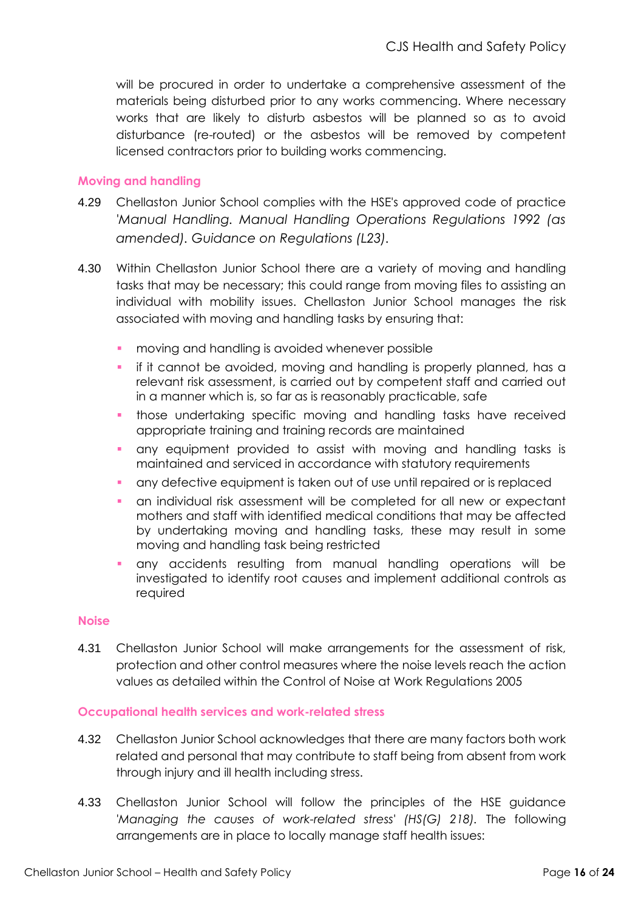will be procured in order to undertake a comprehensive assessment of the materials being disturbed prior to any works commencing. Where necessary works that are likely to disturb asbestos will be planned so as to avoid disturbance (re-routed) or the asbestos will be removed by competent licensed contractors prior to building works commencing.

### Moving and handling

4.29 Chellaston Junior School complies with the HSE's approved code of practice '*Manual Handling. Manual Handling Operations Regulations 1992 (as amended). Guidance on Regulations (L23)*.

4.30 Within Chellaston Junior School there are a variety of moving and handling tasks that may be necessary; this could range from moving files to assisting an individual with mobility issues. Chellaston Junior School manages the risk associated with moving and handling tasks by ensuring that:

- moving and handling is avoided whenever possible
- if it cannot be avoided, moving and handling is properly planned, has a relevant risk assessment, is carried out by competent staff and carried out in a manner which is, so far as is reasonably practicable, safe
- those undertaking specific moving and handling tasks have received appropriate training and training records are maintained
- any equipment provided to assist with moving and handling tasks is maintained and serviced in accordance with statutory requirements
- any defective equipment is taken out of use until repaired or is replaced
- an individual risk assessment will be completed for all new or expectant mothers and staff with identified medical conditions that may be affected by undertaking moving and handling tasks, these may result in some moving and handling task being restricted
- any accidents resulting from manual handling operations will be investigated to identify root causes and implement additional controls as required

### Noise

4.31 Chellaston Junior School will make arrangements for the assessment of risk, protection and other control measures where the noise levels reach the action values as detailed within the Control of Noise at Work Regulations 2005

### Occupational health services and work-related stress

4.32 Chellaston Junior School acknowledges that there are many factors both work related and personal that may contribute to staff being from absent from work through injury and ill health including stress.

4.33 Chellaston Junior School will follow the principles of the HSE guidance '*Managing the causes of work-related stress' (HS(G) 218)*. The following arrangements are in place to locally manage staff health issues: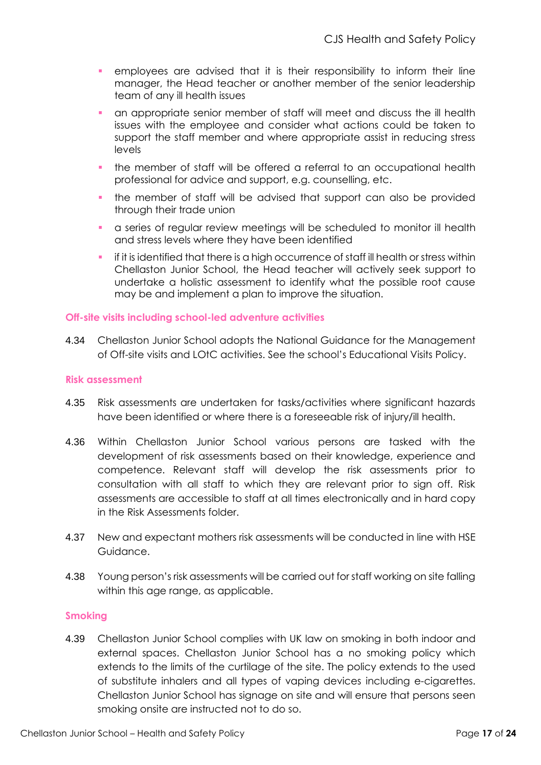- employees are advised that it is their responsibility to inform their line manager, the Head teacher or another member of the senior leadership team of any ill health issues
- an appropriate senior member of staff will meet and discuss the ill health issues with the employee and consider what actions could be taken to support the staff member and where appropriate assist in reducing stress levels
- the member of staff will be offered a referral to an occupational health professional for advice and support, e.g. counselling, etc.
- the member of staff will be advised that support can also be provided through their trade union
- a series of regular review meetings will be scheduled to monitor ill health and stress levels where they have been identified
- if it is identified that there is a high occurrence of staff ill health or stress within Chellaston Junior School, the Head teacher will actively seek support to undertake a holistic assessment to identify what the possible root cause may be and implement a plan to improve the situation.

### Off-site visits including school-led adventure activities

4.34 Chellaston Junior School adopts the National Guidance for the Management of Off-site visits and LOtC activities. See the school's Educational Visits Policy.

### Risk assessment

4.35 Risk assessments are undertaken for tasks/activities where significant hazards have been identified or where there is a foreseeable risk of injury/ill health.

4.36 Within Chellaston Junior School various persons are tasked with the development of risk assessments based on their knowledge, experience and competence. Relevant staff will develop the risk assessments prior to consultation with all staff to which they are relevant prior to sign off. Risk assessments are accessible to staff at all times electronically and in hard copy in the Risk Assessments folder.

4.37 New and expectant mothers risk assessments will be conducted in line with HSE Guidance.

4.38 Young person's risk assessments will be carried out for staff working on site falling within this age range, as applicable.

### Smoking

4.39 Chellaston Junior School complies with UK law on smoking in both indoor and external spaces. Chellaston Junior School has a no smoking policy which extends to the limits of the curtilage of the site. The policy extends to the used of substitute inhalers and all types of vaping devices including e-cigarettes. Chellaston Junior School has signage on site and will ensure that persons seen smoking onsite are instructed not to do so.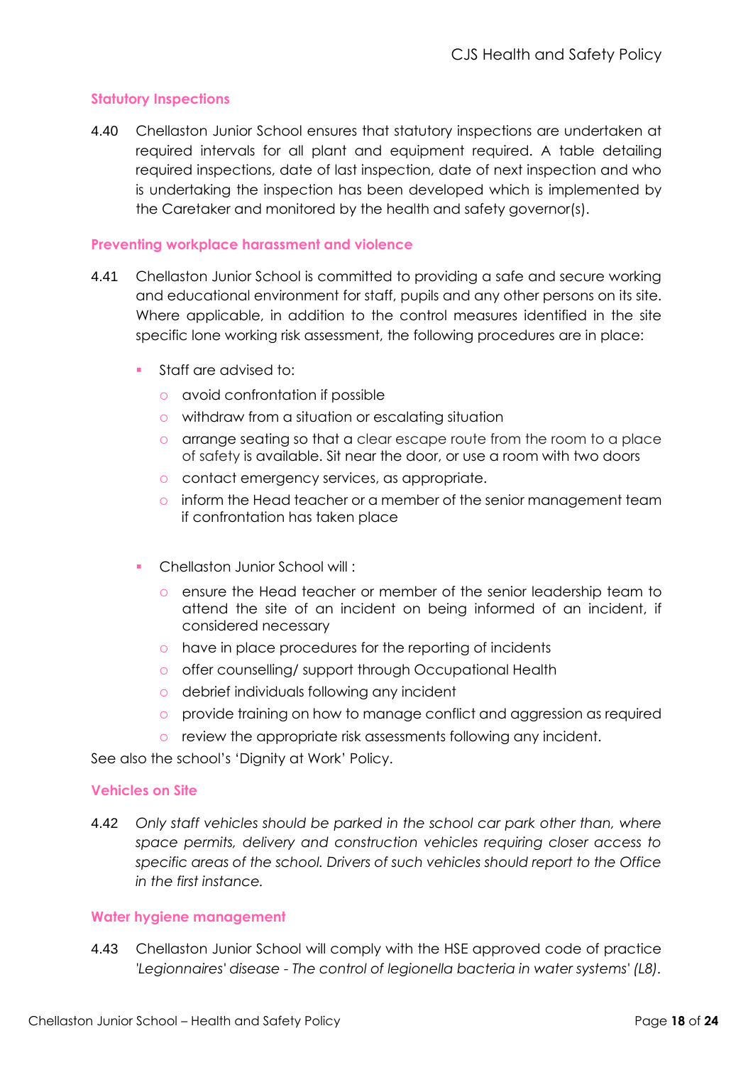#### Statutory Inspections

4.40 Chellaston Junior School ensures that statutory inspections are undertaken at required intervals for all plant and equipment required. A table detailing required inspections, date of last inspection, date of next inspection and who is undertaking the inspection has been developed which is implemented by the Caretaker and monitored by the health and safety governor(s).

#### Preventing workplace harassment and violence

4.41 Chellaston Junior School is committed to providing a safe and secure working and educational environment for staff, pupils and any other persons on its site. Where applicable, in addition to the control measures identified in the site specific lone working risk assessment, the following procedures are in place:

- Staff are advised to:
  - avoid confrontation if possible
  - withdraw from a situation or escalating situation
  - arrange seating so that a clear escape route from the room to a place of safety is available. Sit near the door, or use a room with two doors
  - contact emergency services, as appropriate.
  - inform the Head teacher or a member of the senior management team if confrontation has taken place

- Chellaston Junior School will :
  - ensure the Head teacher or member of the senior leadership team to attend the site of an incident on being informed of an incident, if considered necessary
  - have in place procedures for the reporting of incidents
  - offer counselling/ support through Occupational Health
  - debrief individuals following any incident
  - provide training on how to manage conflict and aggression as required
  - review the appropriate risk assessments following any incident.

See also the school's 'Dignity at Work' Policy.

#### Vehicles on Site

4.42 *Only staff vehicles should be parked in the school car park other than, where space permits, delivery and construction vehicles requiring closer access to specific areas of the school. Drivers of such vehicles should report to the Office in the first instance.*

#### Water hygiene management

4.43 Chellaston Junior School will comply with the HSE approved code of practice *'Legionnaires' disease - The control of legionella bacteria in water systems' (L8)*.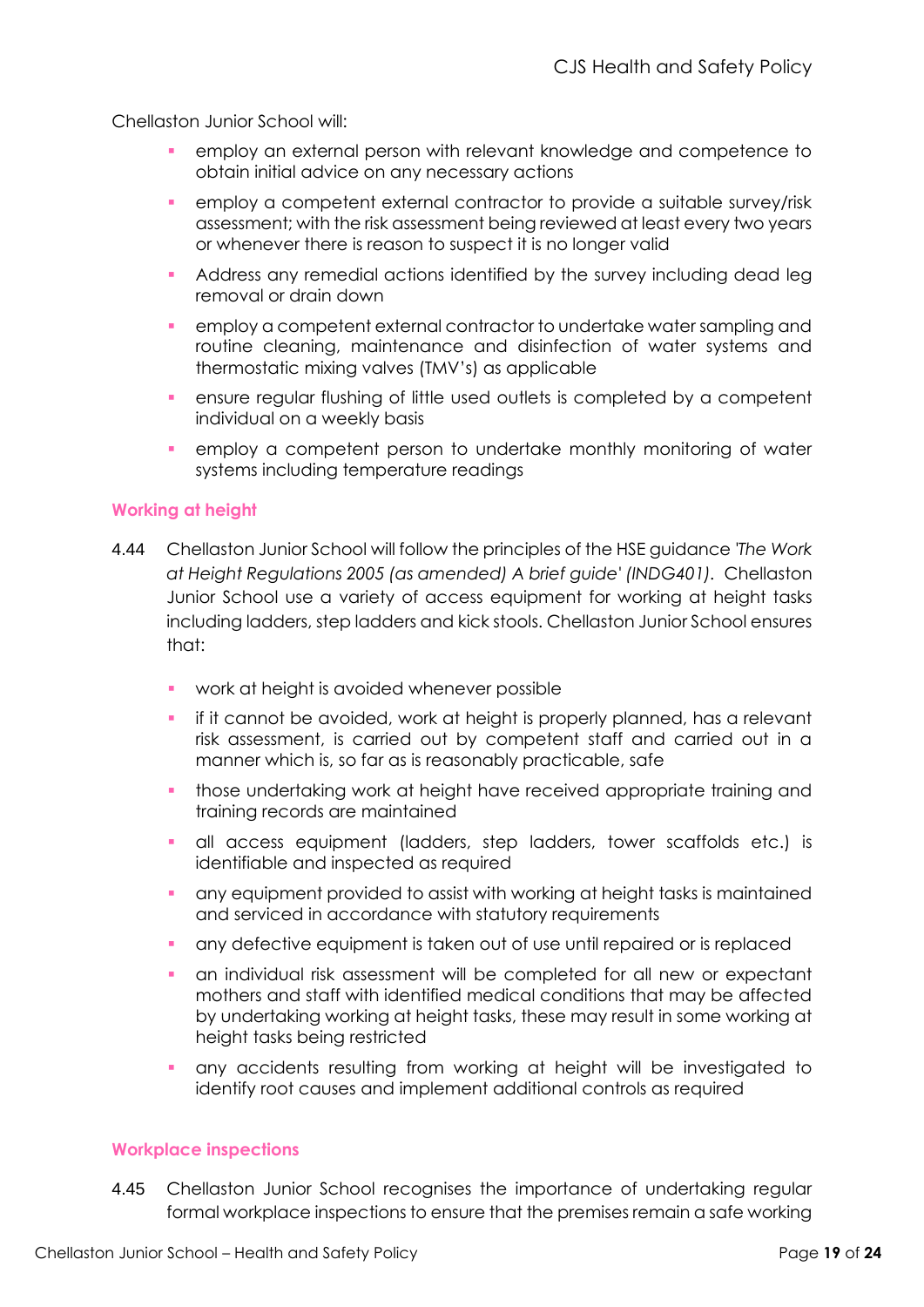Chellaston Junior School will:

- employ an external person with relevant knowledge and competence to obtain initial advice on any necessary actions
- employ a competent external contractor to provide a suitable survey/risk assessment; with the risk assessment being reviewed at least every two years or whenever there is reason to suspect it is no longer valid
- Address any remedial actions identified by the survey including dead leg removal or drain down
- employ a competent external contractor to undertake water sampling and routine cleaning, maintenance and disinfection of water systems and thermostatic mixing valves (TMV's) as applicable
- ensure regular flushing of little used outlets is completed by a competent individual on a weekly basis
- employ a competent person to undertake monthly monitoring of water systems including temperature readings

### Working at height

4.44 Chellaston Junior School will follow the principles of the HSE guidance *'The Work at Height Regulations 2005 (as amended) A brief guide' (INDG401)*. Chellaston Junior School use a variety of access equipment for working at height tasks including ladders, step ladders and kick stools. Chellaston Junior School ensures that:

- work at height is avoided whenever possible
- if it cannot be avoided, work at height is properly planned, has a relevant risk assessment, is carried out by competent staff and carried out in a manner which is, so far as is reasonably practicable, safe
- those undertaking work at height have received appropriate training and training records are maintained
- all access equipment (ladders, step ladders, tower scaffolds etc.) is identifiable and inspected as required
- any equipment provided to assist with working at height tasks is maintained and serviced in accordance with statutory requirements
- any defective equipment is taken out of use until repaired or is replaced
- an individual risk assessment will be completed for all new or expectant mothers and staff with identified medical conditions that may be affected by undertaking working at height tasks, these may result in some working at height tasks being restricted
- any accidents resulting from working at height will be investigated to identify root causes and implement additional controls as required

### Workplace inspections

4.45 Chellaston Junior School recognises the importance of undertaking regular formal workplace inspections to ensure that the premises remain a safe working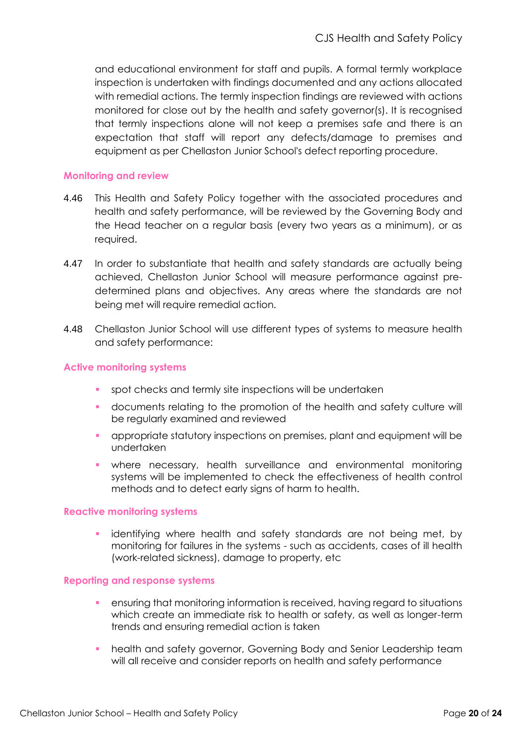and educational environment for staff and pupils. A formal termly workplace inspection is undertaken with findings documented and any actions allocated with remedial actions. The termly inspection findings are reviewed with actions monitored for close out by the health and safety governor(s). It is recognised that termly inspections alone will not keep a premises safe and there is an expectation that staff will report any defects/damage to premises and equipment as per Chellaston Junior School's defect reporting procedure.

### Monitoring and review

4.46 This Health and Safety Policy together with the associated procedures and health and safety performance, will be reviewed by the Governing Body and the Head teacher on a regular basis (every two years as a minimum), or as required.

4.47 In order to substantiate that health and safety standards are actually being achieved, Chellaston Junior School will measure performance against pre-determined plans and objectives. Any areas where the standards are not being met will require remedial action.

4.48 Chellaston Junior School will use different types of systems to measure health and safety performance:

### Active monitoring systems

- spot checks and termly site inspections will be undertaken
- documents relating to the promotion of the health and safety culture will be regularly examined and reviewed
- appropriate statutory inspections on premises, plant and equipment will be undertaken
- where necessary, health surveillance and environmental monitoring systems will be implemented to check the effectiveness of health control methods and to detect early signs of harm to health.

### Reactive monitoring systems

- identifying where health and safety standards are not being met, by monitoring for failures in the systems - such as accidents, cases of ill health (work-related sickness), damage to property, etc

### Reporting and response systems

- ensuring that monitoring information is received, having regard to situations which create an immediate risk to health or safety, as well as longer-term trends and ensuring remedial action is taken
- health and safety governor, Governing Body and Senior Leadership team will all receive and consider reports on health and safety performance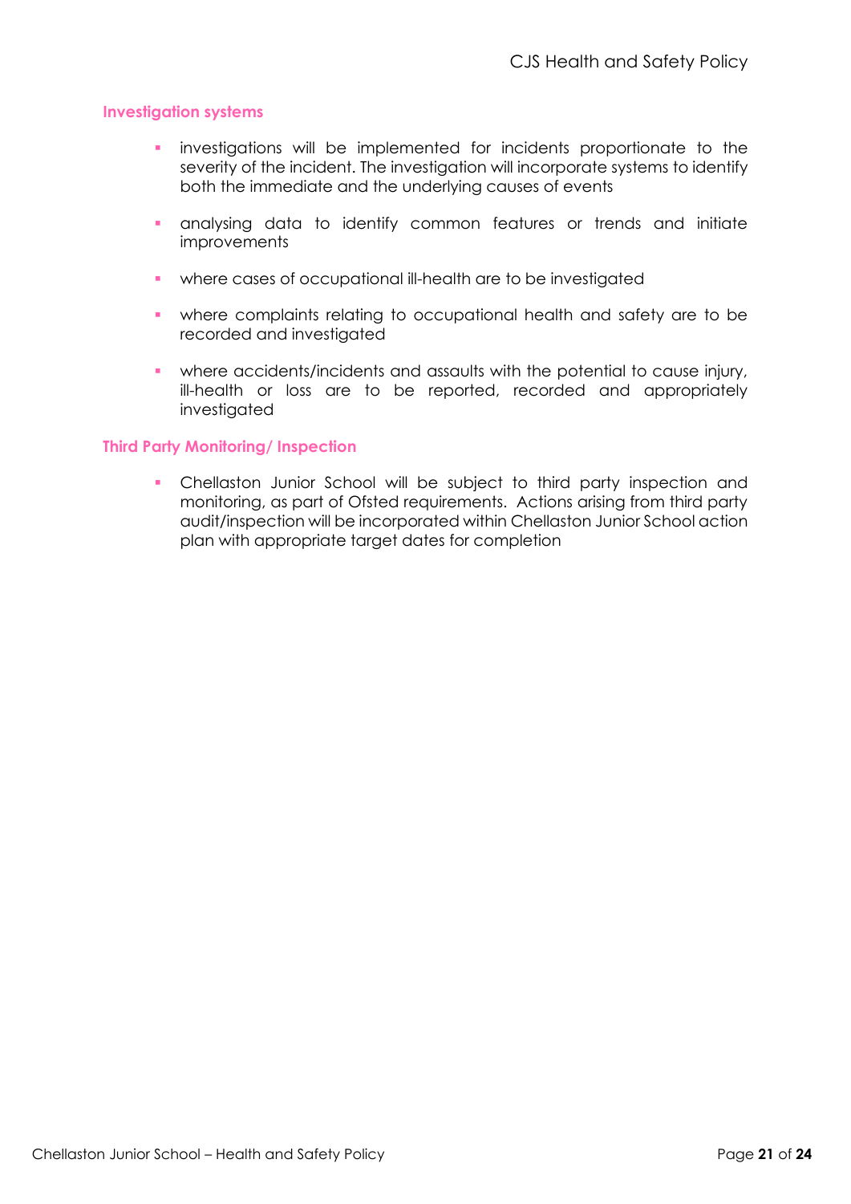### Investigation systems

- investigations will be implemented for incidents proportionate to the severity of the incident. The investigation will incorporate systems to identify both the immediate and the underlying causes of events
- analysing data to identify common features or trends and initiate improvements
- where cases of occupational ill-health are to be investigated
- where complaints relating to occupational health and safety are to be recorded and investigated
- where accidents/incidents and assaults with the potential to cause injury, ill-health or loss are to be reported, recorded and appropriately investigated

### Third Party Monitoring/ Inspection

- Chellaston Junior School will be subject to third party inspection and monitoring, as part of Ofsted requirements. Actions arising from third party audit/inspection will be incorporated within Chellaston Junior School action plan with appropriate target dates for completion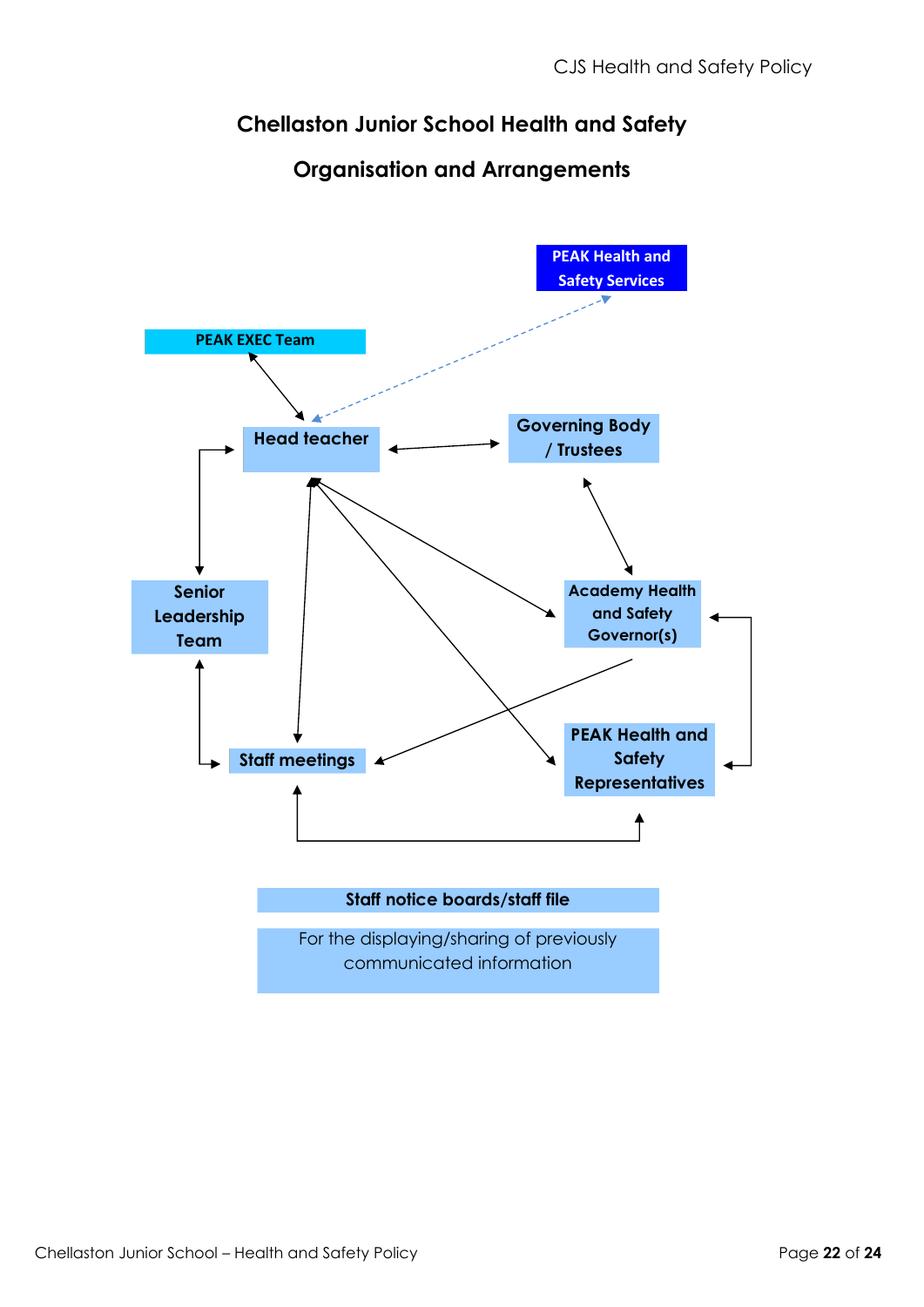# Chellaston Junior School Health and Safety

# Organisation and Arrangements

PEAK Health and Safety Services

PEAK EXEC Team

Head teacher

Governing Body / Trustees

Senior Leadership Team

Academy Health and Safety Governor(s)

Staff meetings

PEAK Health and Safety Representatives

**Staff notice boards/staff file**

For the displaying/sharing of previously communicated information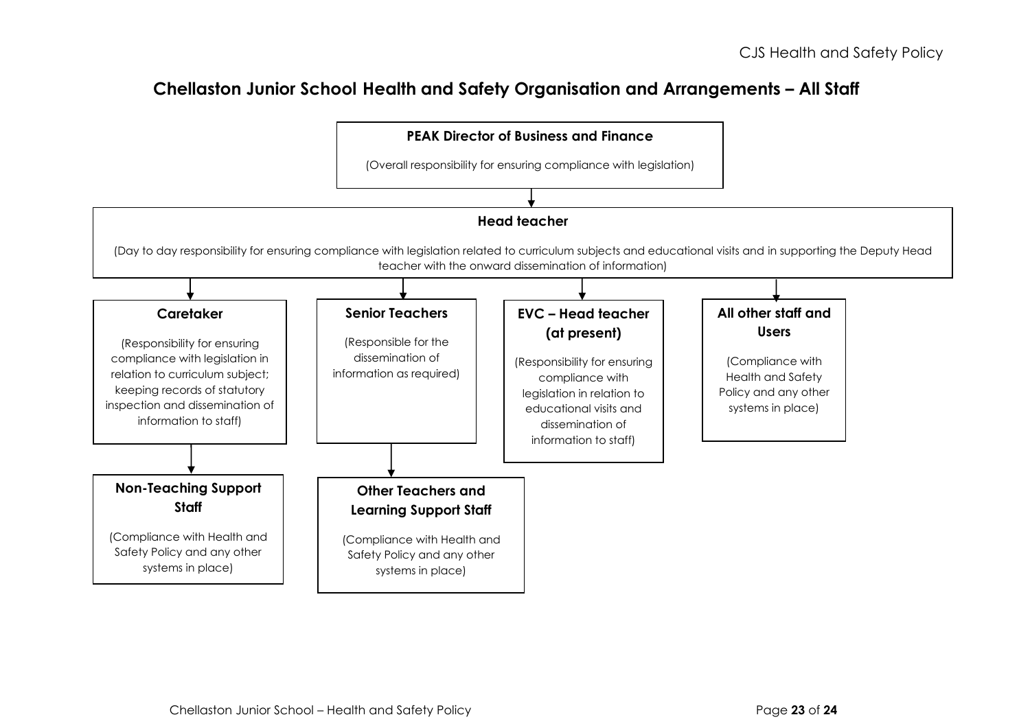## Chellaston Junior School Health and Safety Organisation and Arrangements – All Staff

**PEAK Director of Business and Finance**

(Overall responsibility for ensuring compliance with legislation)

↓

**Head teacher**

(Day to day responsibility for ensuring compliance with legislation related to curriculum subjects and educational visits and in supporting the Deputy Head teacher with the onward dissemination of information)

↓

**Caretaker**

(Responsibility for ensuring compliance with legislation in relation to curriculum subject; keeping records of statutory inspection and dissemination of information to staff)

↓

**Non-Teaching Support Staff**

(Compliance with Health and Safety Policy and any other systems in place)

**Senior Teachers**

(Responsible for the dissemination of information as required)

↓

**Other Teachers and Learning Support Staff**

(Compliance with Health and Safety Policy and any other systems in place)

**EVC – Head teacher (at present)**

(Responsibility for ensuring compliance with legislation in relation to educational visits and dissemination of information to staff)

**All other staff and Users**

(Compliance with Health and Safety Policy and any other systems in place)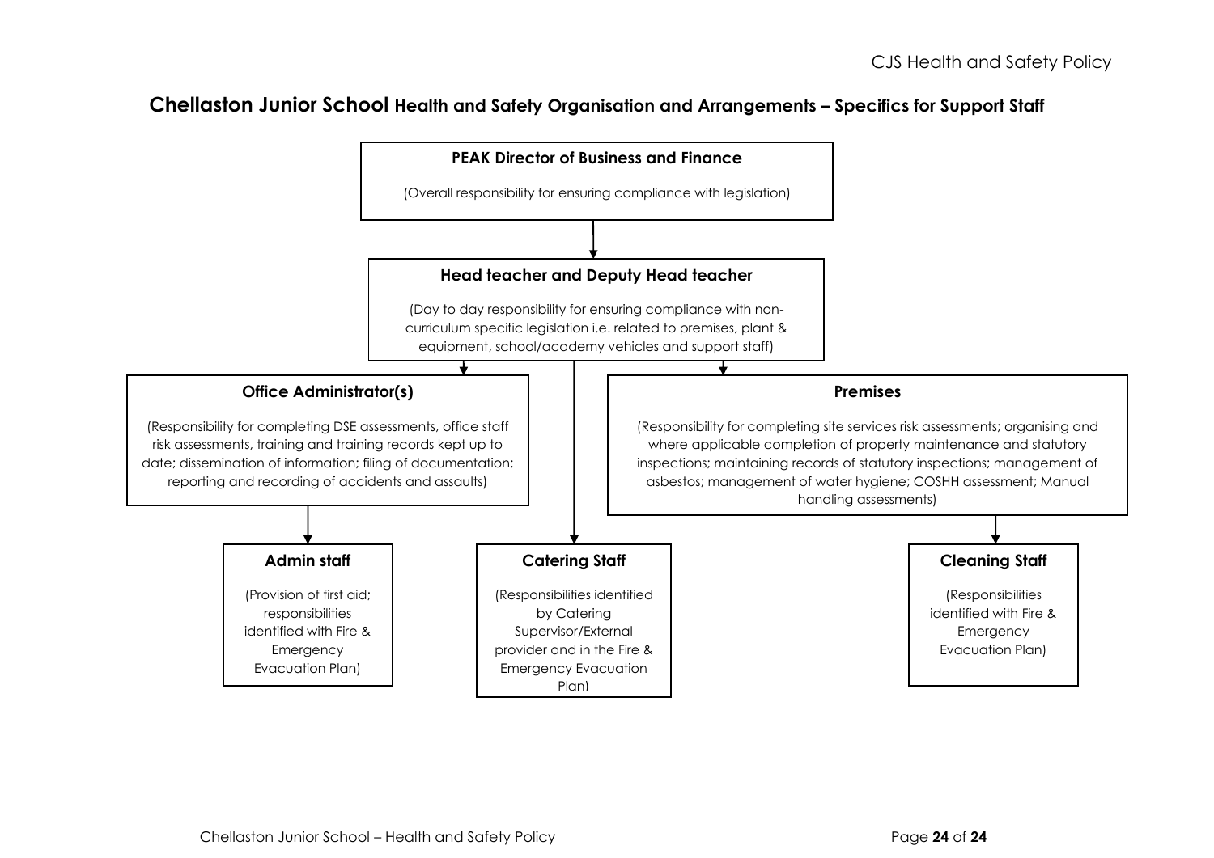## **Chellaston Junior School** Health and Safety Organisation and Arrangements – Specifics for Support Staff

**PEAK Director of Business and Finance**

(Overall responsibility for ensuring compliance with legislation)

**Head teacher and Deputy Head teacher**

(Day to day responsibility for ensuring compliance with non-curriculum specific legislation i.e. related to premises, plant & equipment, school/academy vehicles and support staff)

**Office Administrator(s)**

(Responsibility for completing DSE assessments, office staff risk assessments, training and training records kept up to date; dissemination of information; filing of documentation; reporting and recording of accidents and assaults)

**Premises**

(Responsibility for completing site services risk assessments; organising and where applicable completion of property maintenance and statutory inspections; maintaining records of statutory inspections; management of asbestos; management of water hygiene; COSHH assessment; Manual handling assessments)

**Admin staff**

(Provision of first aid; responsibilities identified with Fire & Emergency Evacuation Plan)

**Catering Staff**

(Responsibilities identified by Catering Supervisor/External provider and in the Fire & Emergency Evacuation Plan)

**Cleaning Staff**

(Responsibilities identified with Fire & Emergency Evacuation Plan)